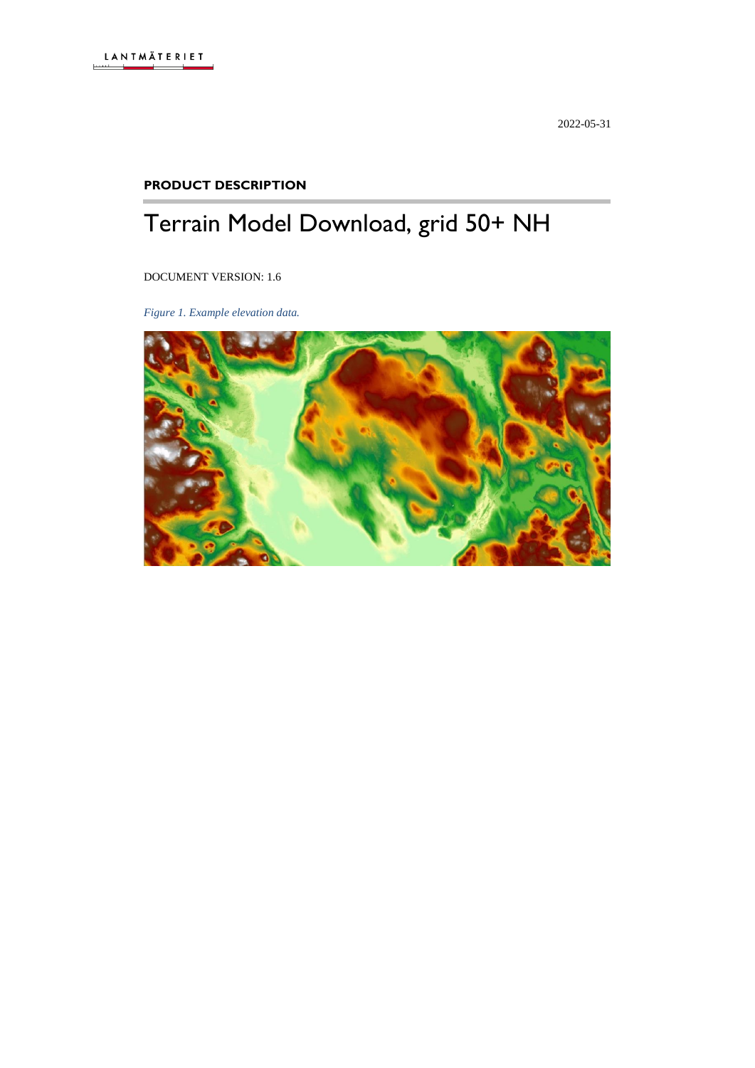LANTMÄTERIET

2022-05-31

**PRODUCT DESCRIPTION**

# Terrain Model Download, grid 50+ NH

DOCUMENT VERSION: 1.6

*Figure 1. Example elevation data.*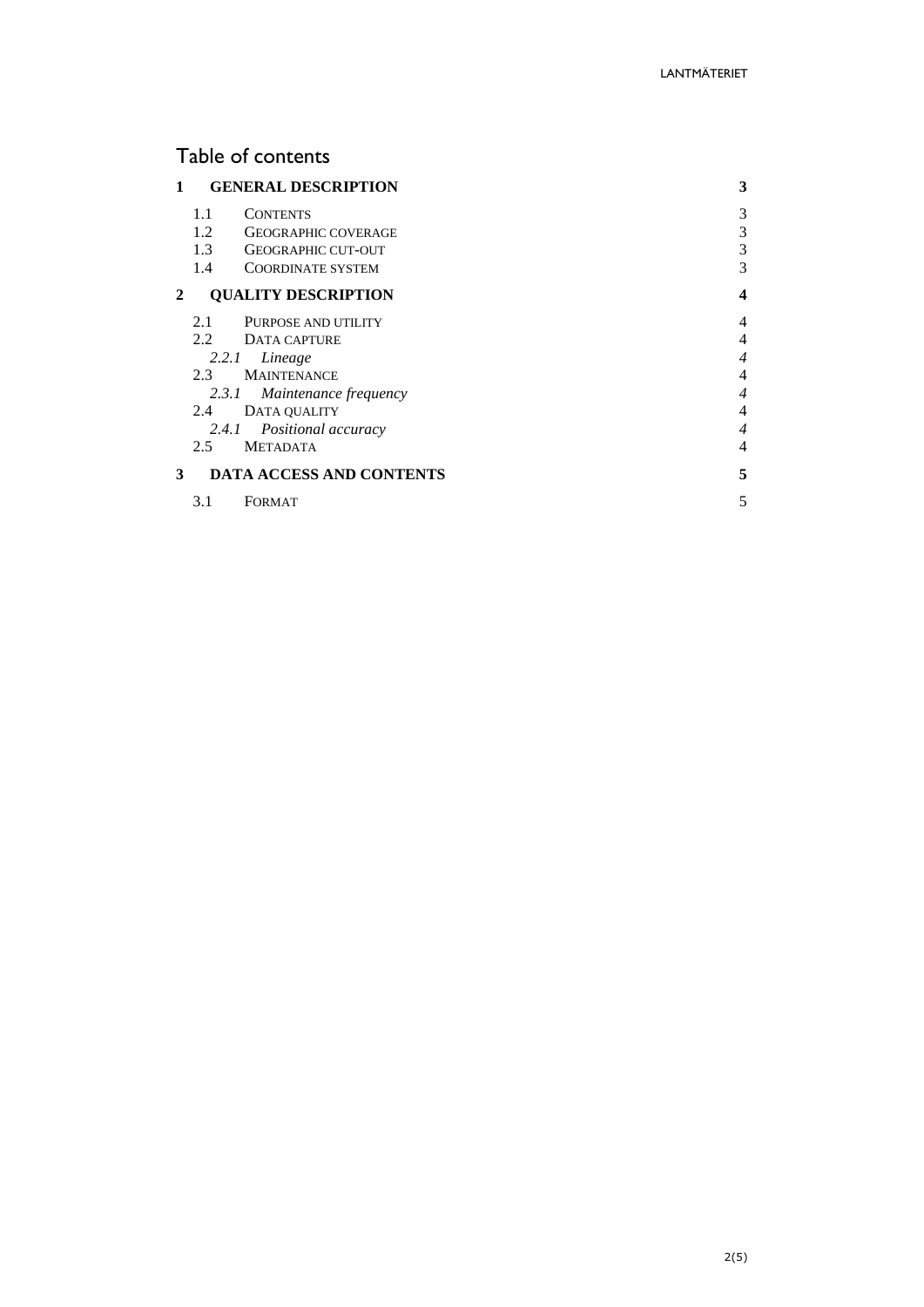# Table of contents

**1 GENERAL DESCRIPTION** **3**

- 1.1 CONTENTS 3
- 1.2 GEOGRAPHIC COVERAGE 3
- 1.3 GEOGRAPHIC CUT-OUT 3
- 1.4 COORDINATE SYSTEM 3

**2 QUALITY DESCRIPTION** **4**

- 2.1 PURPOSE AND UTILITY 4
- 2.2 DATA CAPTURE 4
  - *2.2.1 Lineage* *4*
- 2.3 MAINTENANCE 4
  - *2.3.1 Maintenance frequency* *4*
- 2.4 DATA QUALITY 4
  - *2.4.1 Positional accuracy* *4*
- 2.5 METADATA 4

**3 DATA ACCESS AND CONTENTS** **5**

- 3.1 FORMAT 5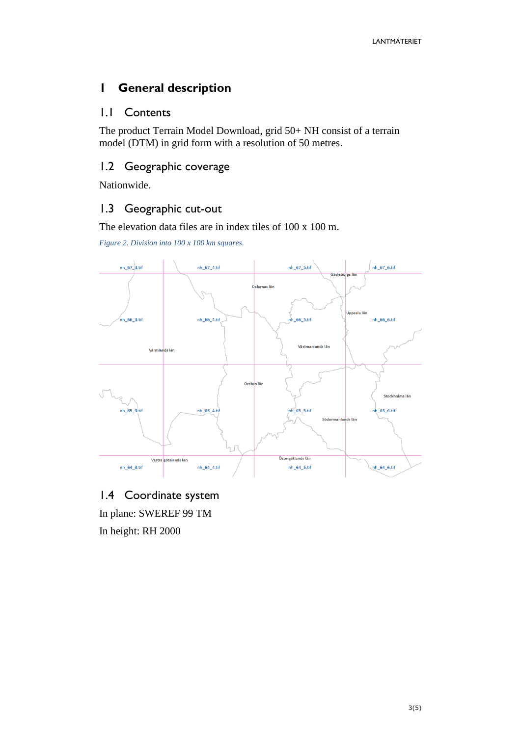# 1 General description

## 1.1 Contents

The product Terrain Model Download, grid 50+ NH consist of a terrain model (DTM) in grid form with a resolution of 50 metres.

## 1.2 Geographic coverage

Nationwide.

## 1.3 Geographic cut-out

The elevation data files are in index tiles of 100 x 100 m.

*Figure 2. Division into 100 x 100 km squares.*

## 1.4 Coordinate system

In plane: SWEREF 99 TM

In height: RH 2000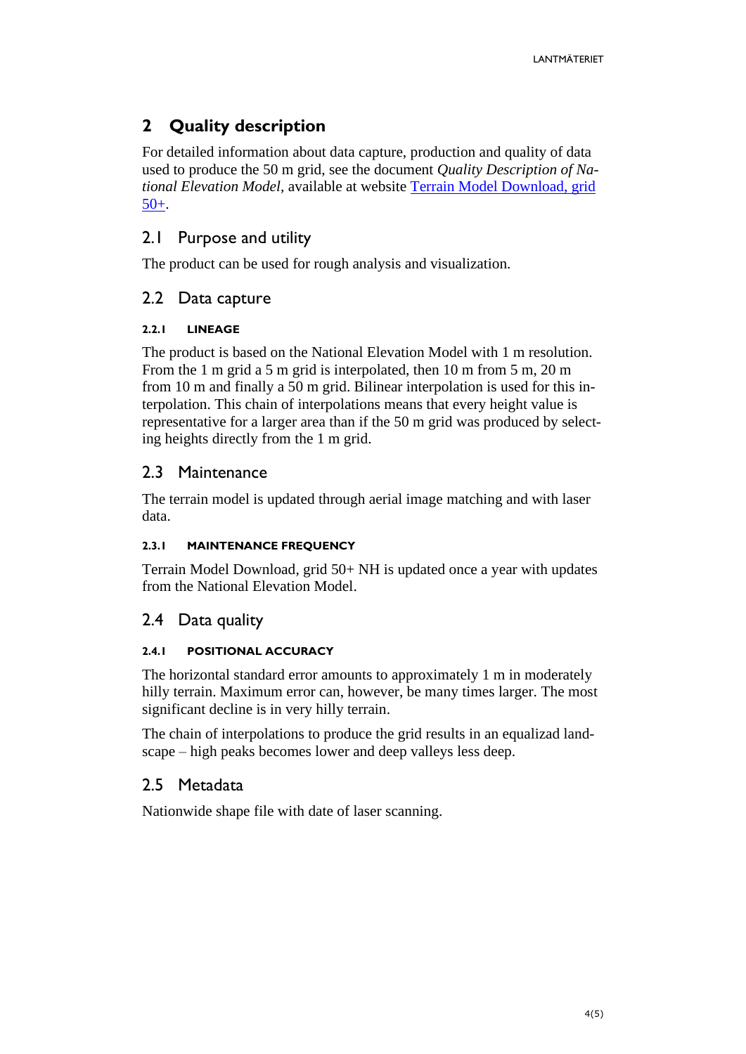# 2 Quality description

For detailed information about data capture, production and quality of data used to produce the 50 m grid, see the document *Quality Description of National Elevation Model*, available at website [Terrain Model Download, grid 50+](Terrain Model Download, grid 50+).

## 2.1 Purpose and utility

The product can be used for rough analysis and visualization.

## 2.2 Data capture

#### 2.2.1 LINEAGE

The product is based on the National Elevation Model with 1 m resolution. From the 1 m grid a 5 m grid is interpolated, then 10 m from 5 m, 20 m from 10 m and finally a 50 m grid. Bilinear interpolation is used for this interpolation. This chain of interpolations means that every height value is representative for a larger area than if the 50 m grid was produced by selecting heights directly from the 1 m grid.

## 2.3 Maintenance

The terrain model is updated through aerial image matching and with laser data.

#### 2.3.1 MAINTENANCE FREQUENCY

Terrain Model Download, grid 50+ NH is updated once a year with updates from the National Elevation Model.

## 2.4 Data quality

#### 2.4.1 POSITIONAL ACCURACY

The horizontal standard error amounts to approximately 1 m in moderately hilly terrain. Maximum error can, however, be many times larger. The most significant decline is in very hilly terrain.

The chain of interpolations to produce the grid results in an equalizad landscape – high peaks becomes lower and deep valleys less deep.

## 2.5 Metadata

Nationwide shape file with date of laser scanning.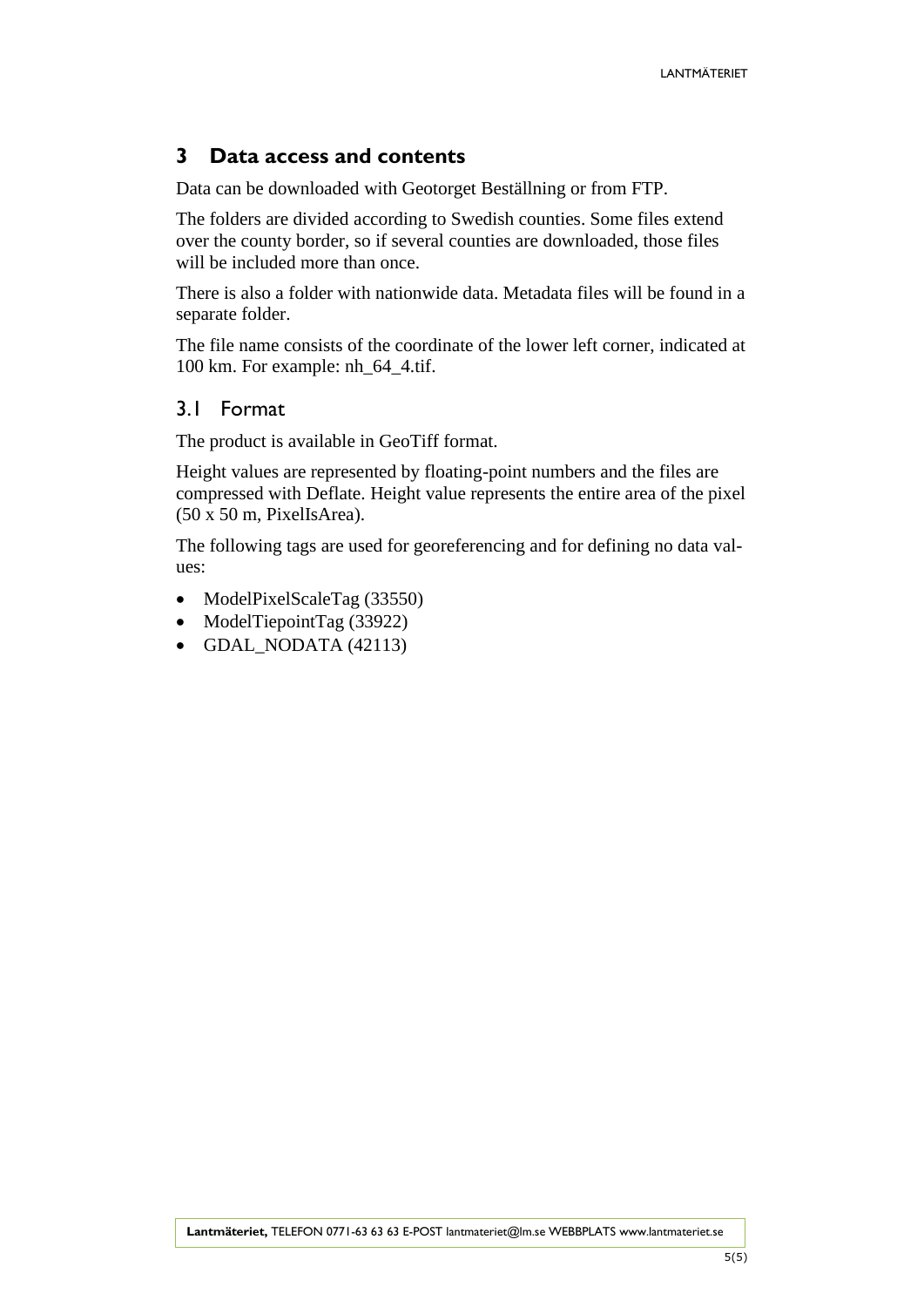## 3 Data access and contents

Data can be downloaded with Geotorget Beställning or from FTP.

The folders are divided according to Swedish counties. Some files extend over the county border, so if several counties are downloaded, those files will be included more than once.

There is also a folder with nationwide data. Metadata files will be found in a separate folder.

The file name consists of the coordinate of the lower left corner, indicated at 100 km. For example: nh_64_4.tif.

### 3.1 Format

The product is available in GeoTiff format.

Height values are represented by floating-point numbers and the files are compressed with Deflate. Height value represents the entire area of the pixel (50 x 50 m, PixelIsArea).

The following tags are used for georeferencing and for defining no data values:

- ModelPixelScaleTag (33550)
- ModelTiepointTag (33922)
- GDAL_NODATA (42113)